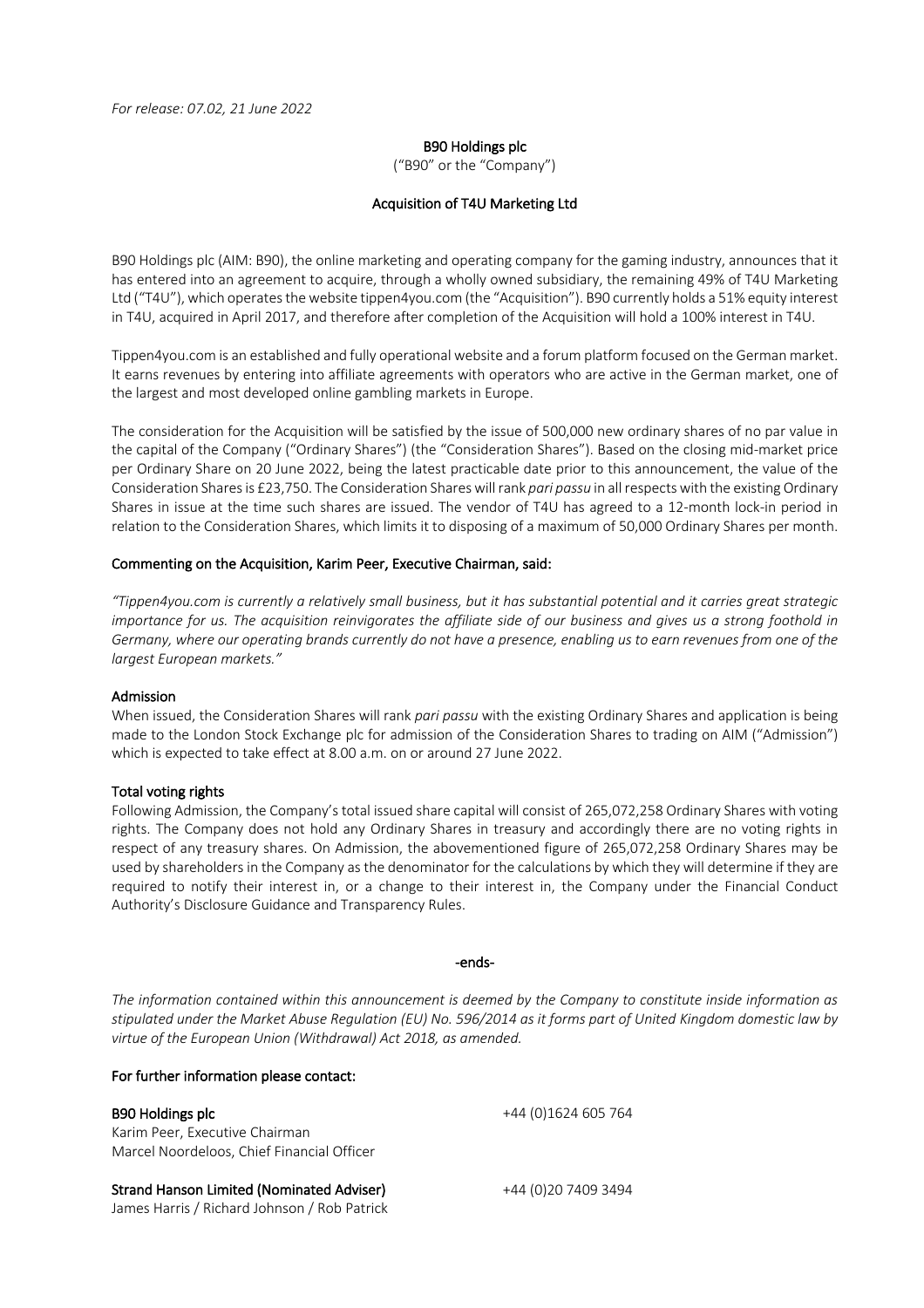*For release: 07.02, 21 June 2022*

# B90 Holdings plc

("B90" or the "Company")

## Acquisition of T4U Marketing Ltd

B90 Holdings plc (AIM: B90), the online marketing and operating company for the gaming industry, announces that it has entered into an agreement to acquire, through a wholly owned subsidiary, the remaining 49% of T4U Marketing Ltd ("T4U"), which operates the website tippen4you.com (the "Acquisition"). B90 currently holds a 51% equity interest in T4U, acquired in April 2017, and therefore after completion of the Acquisition will hold a 100% interest in T4U.

Tippen4you.com is an established and fully operational website and a forum platform focused on the German market. It earns revenues by entering into affiliate agreements with operators who are active in the German market, one of the largest and most developed online gambling markets in Europe.

The consideration for the Acquisition will be satisfied by the issue of 500,000 new ordinary shares of no par value in the capital of the Company ("Ordinary Shares") (the "Consideration Shares"). Based on the closing mid-market price per Ordinary Share on 20 June 2022, being the latest practicable date prior to this announcement, the value of the Consideration Shares is £23,750. The Consideration Shares will rank *pari passu* in all respects with the existing Ordinary Shares in issue at the time such shares are issued. The vendor of T4U has agreed to a 12-month lock-in period in relation to the Consideration Shares, which limits it to disposing of a maximum of 50,000 Ordinary Shares per month.

### Commenting on the Acquisition, Karim Peer, Executive Chairman, said:

*"Tippen4you.com is currently a relatively small business, but it has substantial potential and it carries great strategic importance for us. The acquisition reinvigorates the affiliate side of our business and gives us a strong foothold in Germany, where our operating brands currently do not have a presence, enabling us to earn revenues from one of the largest European markets."*

### Admission

When issued, the Consideration Shares will rank *pari passu* with the existing Ordinary Shares and application is being made to the London Stock Exchange plc for admission of the Consideration Shares to trading on AIM ("Admission") which is expected to take effect at 8.00 a.m. on or around 27 June 2022.

### Total voting rights

Following Admission, the Company's total issued share capital will consist of 265,072,258 Ordinary Shares with voting rights. The Company does not hold any Ordinary Shares in treasury and accordingly there are no voting rights in respect of any treasury shares. On Admission, the abovementioned figure of 265,072,258 Ordinary Shares may be used by shareholders in the Company as the denominator for the calculations by which they will determine if they are required to notify their interest in, or a change to their interest in, the Company under the Financial Conduct Authority's Disclosure Guidance and Transparency Rules.

-ends-

*The information contained within this announcement is deemed by the Company to constitute inside information as stipulated under the Market Abuse Regulation (EU) No. 596/2014 as it forms part of United Kingdom domestic law by virtue of the European Union (Withdrawal) Act 2018, as amended.*

### For further information please contact:

**B90 Holdings plc** +44 (0)1624 605 764
Karim Peer, Executive Chairman
Marcel Noordeloos, Chief Financial Officer

**Strand Hanson Limited (Nominated Adviser)** +44 (0)20 7409 3494
James Harris / Richard Johnson / Rob Patrick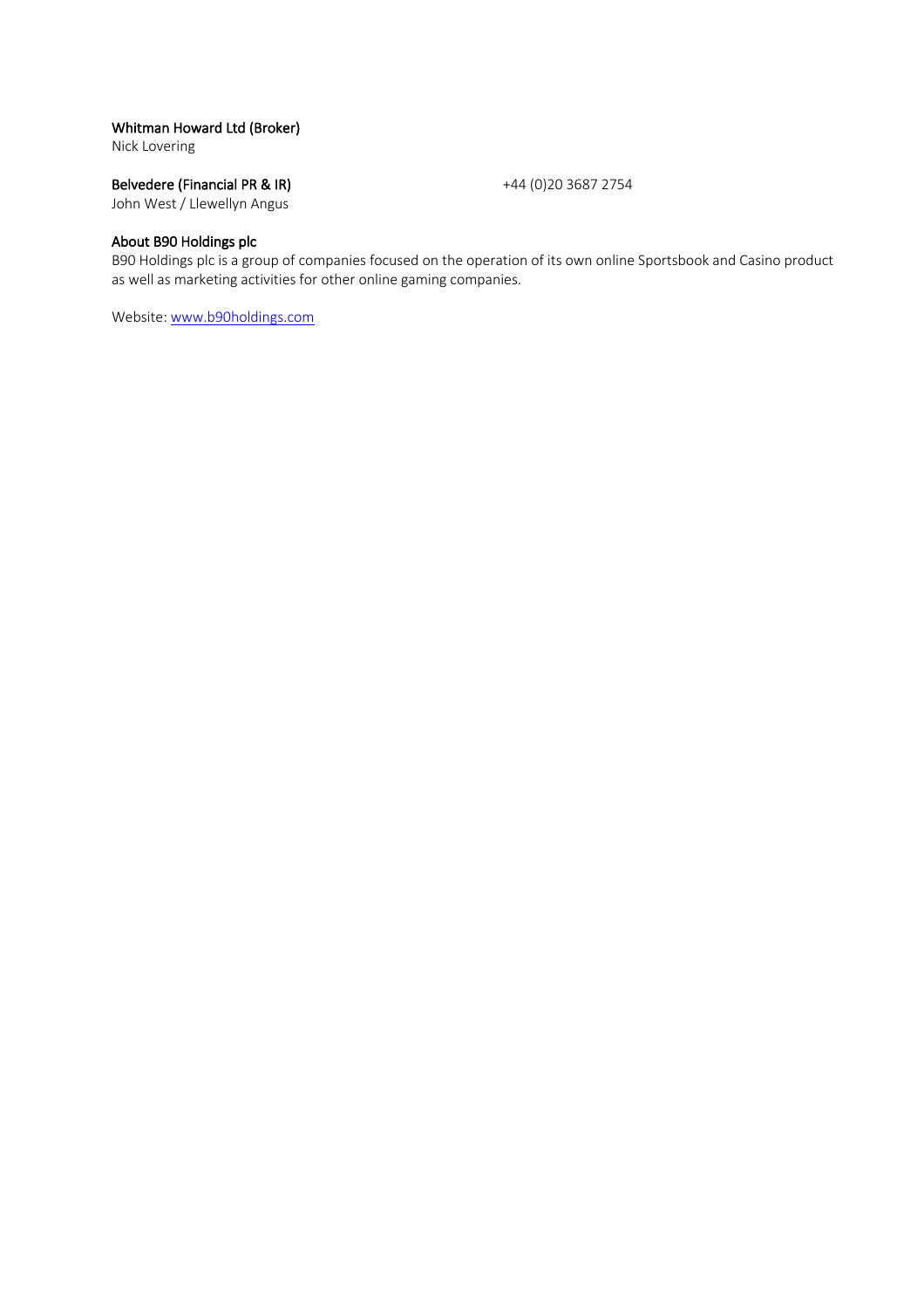**Whitman Howard Ltd (Broker)**
Nick Lovering

**Belvedere (Financial PR & IR)** +44 (0)20 3687 2754
John West / Llewellyn Angus

**About B90 Holdings plc**
B90 Holdings plc is a group of companies focused on the operation of its own online Sportsbook and Casino product as well as marketing activities for other online gaming companies.

Website: [www.b90holdings.com](http://www.b90holdings.com)